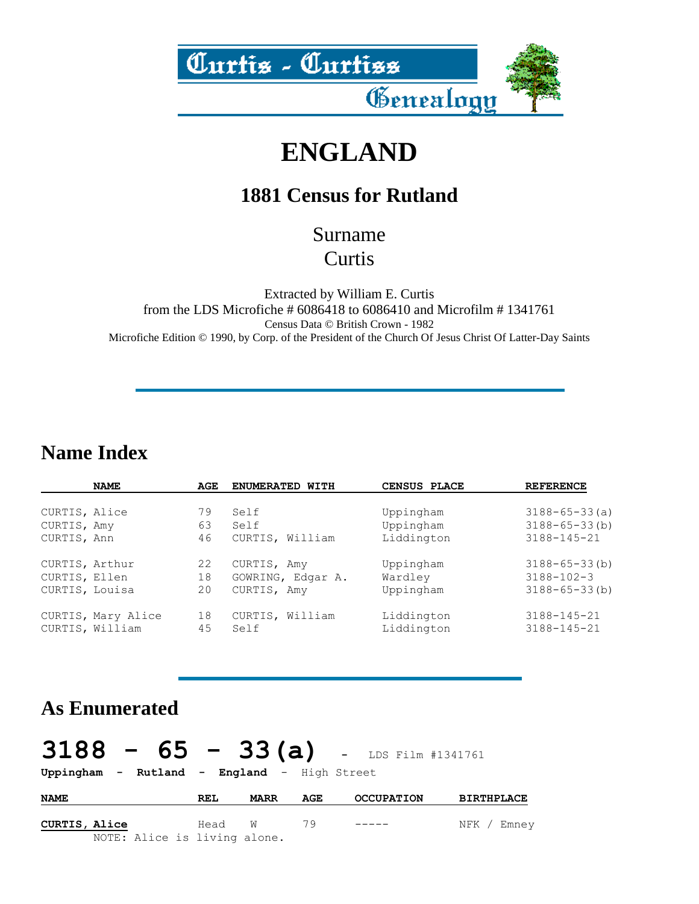Curtis - Curtiss Genealogy

# ENGLAND

## 1881 Census for Rutland

Surname
Curtis

Extracted by William E. Curtis
from the LDS Microfiche # 6086418 to 6086410 and Microfilm # 1341761
Census Data © British Crown - 1982
Microfiche Edition © 1990, by Corp. of the President of the Church Of Jesus Christ Of Latter-Day Saints

---

## Name Index

| NAME | AGE | ENUMERATED WITH | CENSUS PLACE | REFERENCE |
|---|---|---|---|---|
| CURTIS, Alice | 79 | Self | Uppingham | 3188-65-33(a) |
| CURTIS, Amy | 63 | Self | Uppingham | 3188-65-33(b) |
| CURTIS, Ann | 46 | CURTIS, William | Liddington | 3188-145-21 |
| CURTIS, Arthur | 22 | CURTIS, Amy | Uppingham | 3188-65-33(b) |
| CURTIS, Ellen | 18 | GOWRING, Edgar A. | Wardley | 3188-102-3 |
| CURTIS, Louisa | 20 | CURTIS, Amy | Uppingham | 3188-65-33(b) |
| CURTIS, Mary Alice | 18 | CURTIS, William | Liddington | 3188-145-21 |
| CURTIS, William | 45 | Self | Liddington | 3188-145-21 |

---

## As Enumerated

### 3188 - 65 - 33(a) - LDS Film #1341761

**Uppingham - Rutland - England** - High Street

| NAME | REL | MARR | AGE | OCCUPATION | BIRTHPLACE |
|---|---|---|---|---|---|
| **CURTIS, Alice** | Head | W | 79 | ----- | NFK / Emney |

NOTE: Alice is living alone.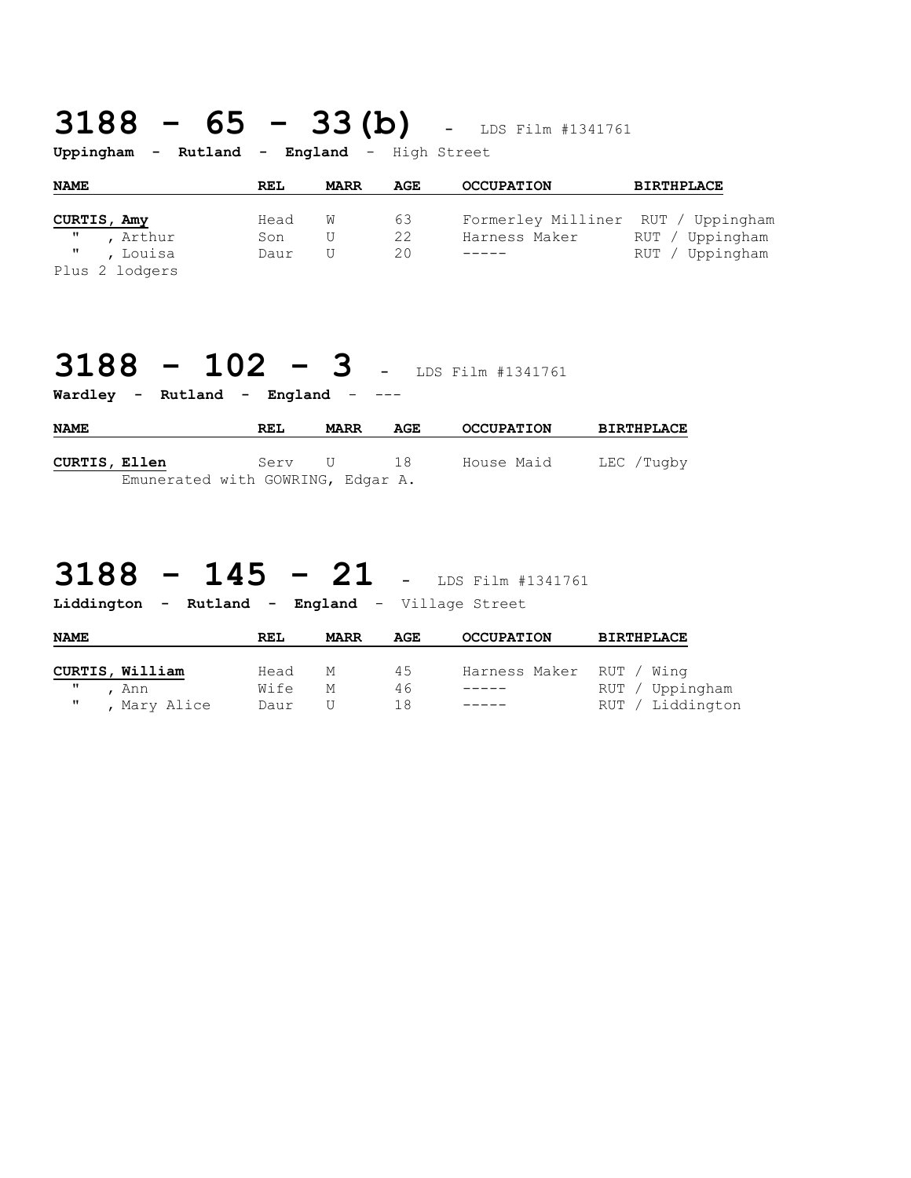# 3188 - 65 - 33(b) - LDS Film #1341761

**Uppingham - Rutland - England** - High Street

| NAME | REL | MARR | AGE | OCCUPATION | BIRTHPLACE |
|---|---|---|---|---|---|
| **CURTIS, Amy** | Head | W | 63 | Formerley Milliner | RUT / Uppingham |
| " , Arthur | Son | U | 22 | Harness Maker | RUT / Uppingham |
| " , Louisa | Daur | U | 20 | ----- | RUT / Uppingham |

Plus 2 lodgers

# 3188 - 102 - 3 - LDS Film #1341761

**Wardley - Rutland - England** - ---

| NAME | REL | MARR | AGE | OCCUPATION | BIRTHPLACE |
|---|---|---|---|---|---|
| **CURTIS, Ellen** | Serv | U | 18 | House Maid | LEC /Tugby |

Emunerated with GOWRING, Edgar A.

# 3188 - 145 - 21 - LDS Film #1341761

**Liddington - Rutland - England** - Village Street

| NAME | REL | MARR | AGE | OCCUPATION | BIRTHPLACE |
|---|---|---|---|---|---|
| **CURTIS, William** | Head | M | 45 | Harness Maker | RUT / Wing |
| " , Ann | Wife | M | 46 | ----- | RUT / Uppingham |
| " , Mary Alice | Daur | U | 18 | ----- | RUT / Liddington |